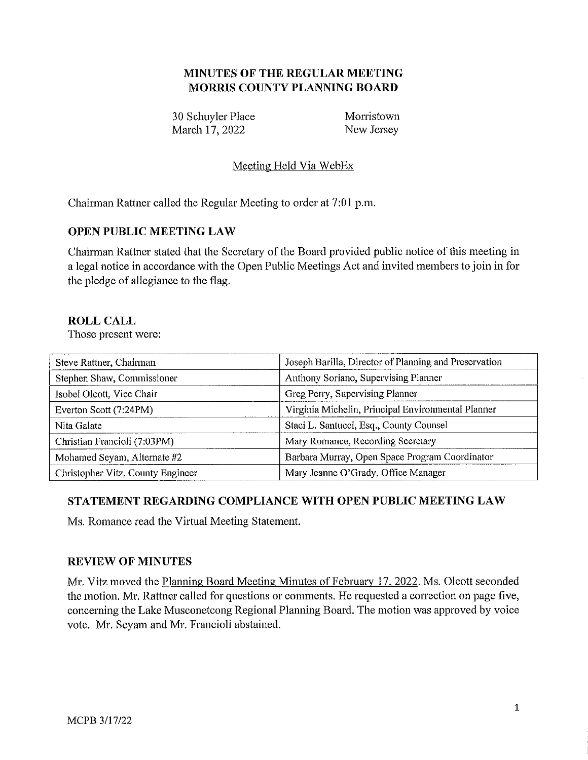# MINUTES OF THE REGULAR MEETING
# MORRIS COUNTY PLANNING BOARD

30 Schuyler Place
March 17, 2022

Morristown
New Jersey

Meeting Held Via WebEx

Chairman Rattner called the Regular Meeting to order at 7:01 p.m.

## OPEN PUBLIC MEETING LAW

Chairman Rattner stated that the Secretary of the Board provided public notice of this meeting in a legal notice in accordance with the Open Public Meetings Act and invited members to join in for the pledge of allegiance to the flag.

## ROLL CALL

Those present were:

| | |
|---|---|
| Steve Rattner, Chairman | Joseph Barilla, Director of Planning and Preservation |
| Stephen Shaw, Commissioner | Anthony Soriano, Supervising Planner |
| Isobel Olcott, Vice Chair | Greg Perry, Supervising Planner |
| Everton Scott (7:24PM) | Virginia Michelin, Principal Environmental Planner |
| Nita Galate | Staci L. Santucci, Esq., County Counsel |
| Christian Francioli (7:03PM) | Mary Romance, Recording Secretary |
| Mohamed Seyam, Alternate #2 | Barbara Murray, Open Space Program Coordinator |
| Christopher Vitz, County Engineer | Mary Jeanne O'Grady, Office Manager |

## STATEMENT REGARDING COMPLIANCE WITH OPEN PUBLIC MEETING LAW

Ms. Romance read the Virtual Meeting Statement.

## REVIEW OF MINUTES

Mr. Vitz moved the Planning Board Meeting Minutes of February 17, 2022. Ms. Olcott seconded the motion. Mr. Rattner called for questions or comments. He requested a correction on page five, concerning the Lake Musconetcong Regional Planning Board. The motion was approved by voice vote. Mr. Seyam and Mr. Francioli abstained.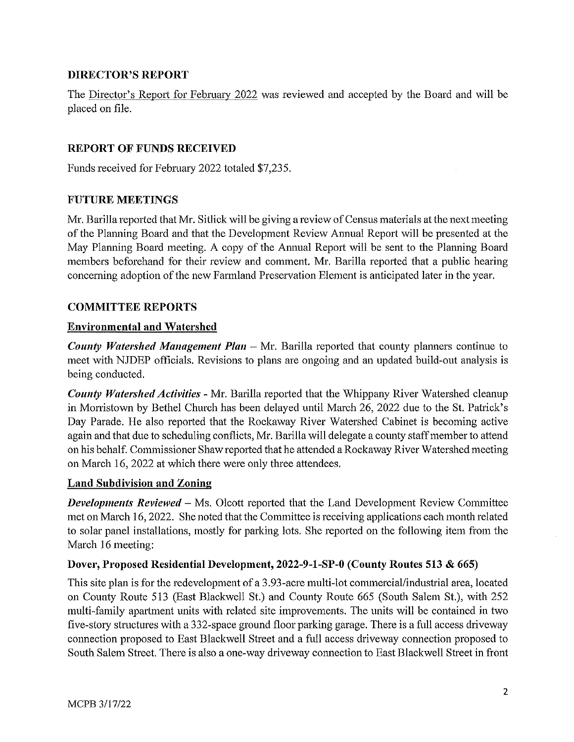## DIRECTOR'S REPORT

The Director's Report for February 2022 was reviewed and accepted by the Board and will be placed on file.

## REPORT OF FUNDS RECEIVED

Funds received for February 2022 totaled $7,235.

## FUTURE MEETINGS

Mr. Barilla reported that Mr. Sitlick will be giving a review of Census materials at the next meeting of the Planning Board and that the Development Review Annual Report will be presented at the May Planning Board meeting. A copy of the Annual Report will be sent to the Planning Board members beforehand for their review and comment. Mr. Barilla reported that a public hearing concerning adoption of the new Farmland Preservation Element is anticipated later in the year.

## COMMITTEE REPORTS

### Environmental and Watershed

***County Watershed Management Plan*** – Mr. Barilla reported that county planners continue to meet with NJDEP officials. Revisions to plans are ongoing and an updated build-out analysis is being conducted.

***County Watershed Activities*** - Mr. Barilla reported that the Whippany River Watershed cleanup in Morristown by Bethel Church has been delayed until March 26, 2022 due to the St. Patrick's Day Parade. He also reported that the Rockaway River Watershed Cabinet is becoming active again and that due to scheduling conflicts, Mr. Barilla will delegate a county staff member to attend on his behalf. Commissioner Shaw reported that he attended a Rockaway River Watershed meeting on March 16, 2022 at which there were only three attendees.

### Land Subdivision and Zoning

***Developments Reviewed*** – Ms. Olcott reported that the Land Development Review Committee met on March 16, 2022. She noted that the Committee is receiving applications each month related to solar panel installations, mostly for parking lots. She reported on the following item from the March 16 meeting:

**Dover, Proposed Residential Development, 2022-9-1-SP-0 (County Routes 513 & 665)**

This site plan is for the redevelopment of a 3.93-acre multi-lot commercial/industrial area, located on County Route 513 (East Blackwell St.) and County Route 665 (South Salem St.), with 252 multi-family apartment units with related site improvements. The units will be contained in two five-story structures with a 332-space ground floor parking garage. There is a full access driveway connection proposed to East Blackwell Street and a full access driveway connection proposed to South Salem Street. There is also a one-way driveway connection to East Blackwell Street in front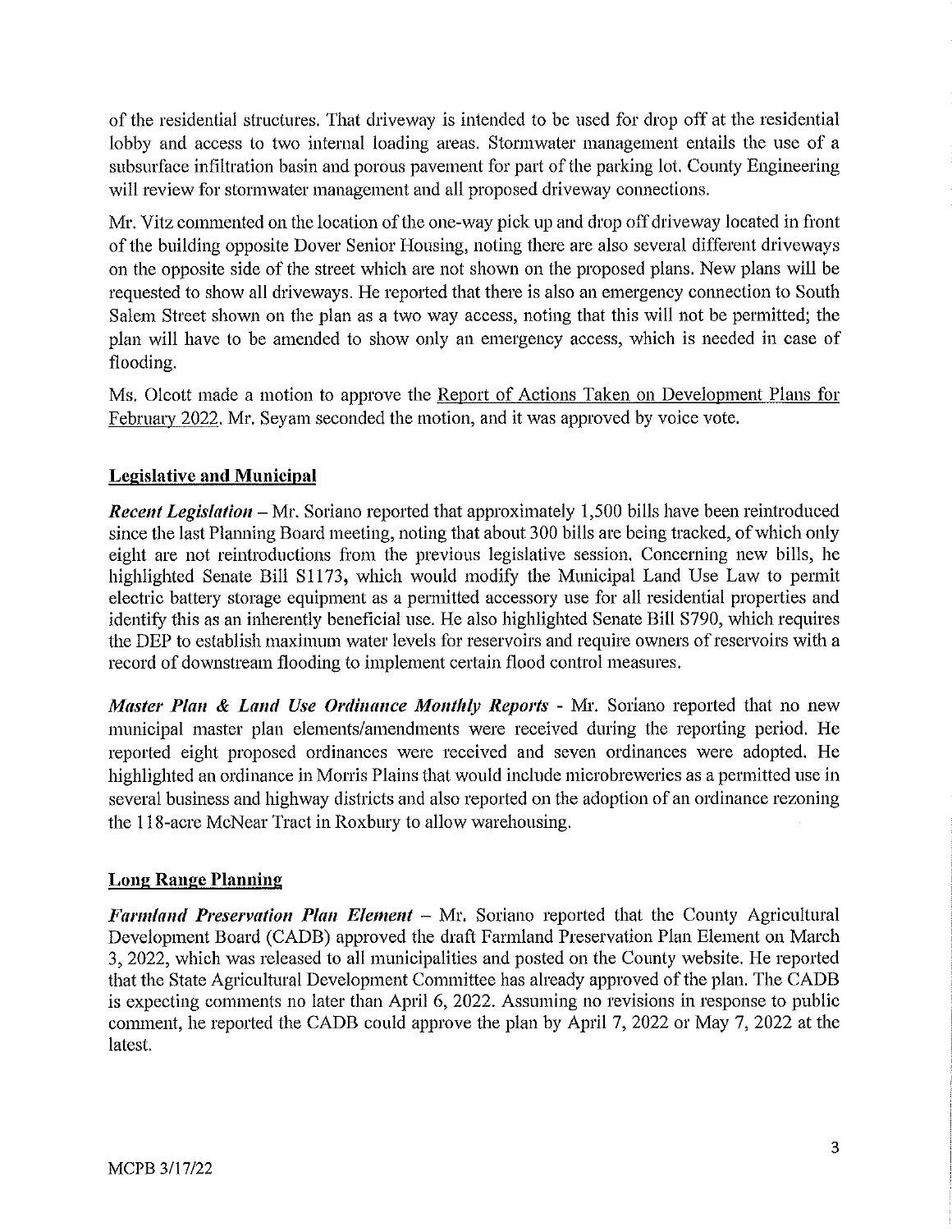of the residential structures. That driveway is intended to be used for drop off at the residential lobby and access to two internal loading areas. Stormwater management entails the use of a subsurface infiltration basin and porous pavement for part of the parking lot. County Engineering will review for stormwater management and all proposed driveway connections.

Mr. Vitz commented on the location of the one-way pick up and drop off driveway located in front of the building opposite Dover Senior Housing, noting there are also several different driveways on the opposite side of the street which are not shown on the proposed plans. New plans will be requested to show all driveways. He reported that there is also an emergency connection to South Salem Street shown on the plan as a two way access, noting that this will not be permitted; the plan will have to be amended to show only an emergency access, which is needed in case of flooding.

Ms. Olcott made a motion to approve the Report of Actions Taken on Development Plans for February 2022. Mr. Seyam seconded the motion, and it was approved by voice vote.

## Legislative and Municipal

***Recent Legislation*** – Mr. Soriano reported that approximately 1,500 bills have been reintroduced since the last Planning Board meeting, noting that about 300 bills are being tracked, of which only eight are not reintroductions from the previous legislative session. Concerning new bills, he highlighted Senate Bill S1173, which would modify the Municipal Land Use Law to permit electric battery storage equipment as a permitted accessory use for all residential properties and identify this as an inherently beneficial use. He also highlighted Senate Bill S790, which requires the DEP to establish maximum water levels for reservoirs and require owners of reservoirs with a record of downstream flooding to implement certain flood control measures.

***Master Plan & Land Use Ordinance Monthly Reports*** - Mr. Soriano reported that no new municipal master plan elements/amendments were received during the reporting period. He reported eight proposed ordinances were received and seven ordinances were adopted. He highlighted an ordinance in Morris Plains that would include microbreweries as a permitted use in several business and highway districts and also reported on the adoption of an ordinance rezoning the 118-acre McNear Tract in Roxbury to allow warehousing.

## Long Range Planning

***Farmland Preservation Plan Element*** – Mr. Soriano reported that the County Agricultural Development Board (CADB) approved the draft Farmland Preservation Plan Element on March 3, 2022, which was released to all municipalities and posted on the County website. He reported that the State Agricultural Development Committee has already approved of the plan. The CADB is expecting comments no later than April 6, 2022. Assuming no revisions in response to public comment, he reported the CADB could approve the plan by April 7, 2022 or May 7, 2022 at the latest.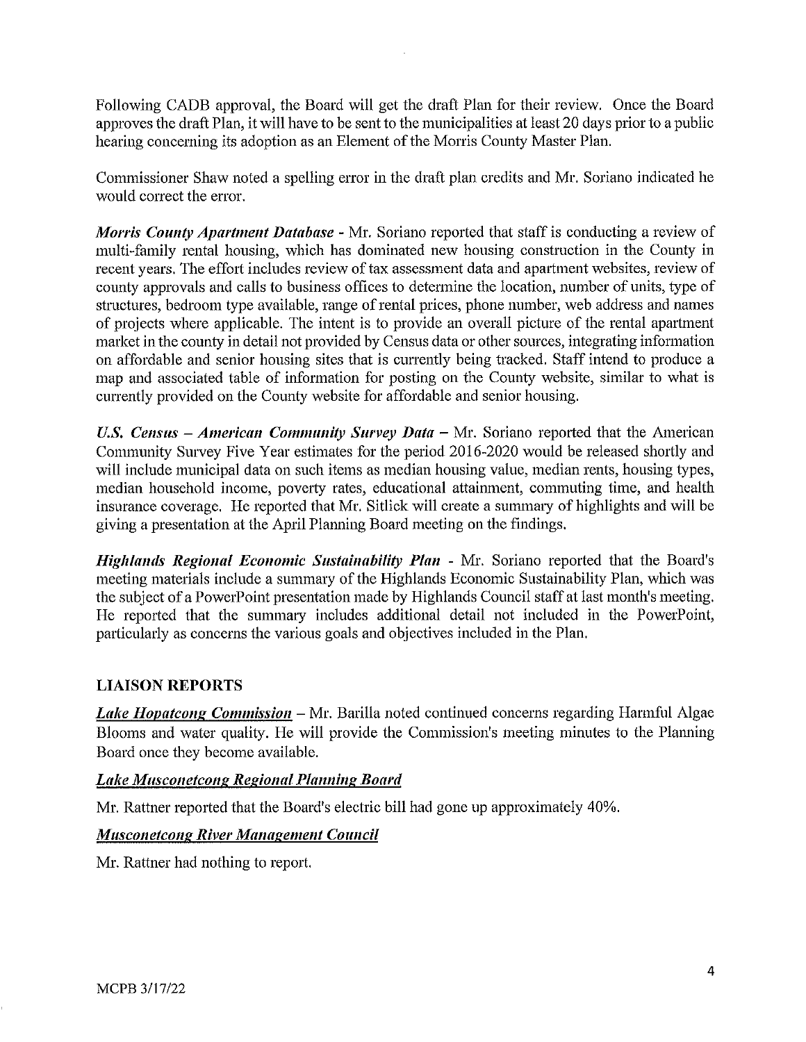Following CADB approval, the Board will get the draft Plan for their review. Once the Board approves the draft Plan, it will have to be sent to the municipalities at least 20 days prior to a public hearing concerning its adoption as an Element of the Morris County Master Plan.

Commissioner Shaw noted a spelling error in the draft plan credits and Mr. Soriano indicated he would correct the error.

***Morris County Apartment Database*** - Mr. Soriano reported that staff is conducting a review of multi-family rental housing, which has dominated new housing construction in the County in recent years. The effort includes review of tax assessment data and apartment websites, review of county approvals and calls to business offices to determine the location, number of units, type of structures, bedroom type available, range of rental prices, phone number, web address and names of projects where applicable. The intent is to provide an overall picture of the rental apartment market in the county in detail not provided by Census data or other sources, integrating information on affordable and senior housing sites that is currently being tracked. Staff intend to produce a map and associated table of information for posting on the County website, similar to what is currently provided on the County website for affordable and senior housing.

***U.S. Census – American Community Survey Data*** – Mr. Soriano reported that the American Community Survey Five Year estimates for the period 2016-2020 would be released shortly and will include municipal data on such items as median housing value, median rents, housing types, median household income, poverty rates, educational attainment, commuting time, and health insurance coverage. He reported that Mr. Sitlick will create a summary of highlights and will be giving a presentation at the April Planning Board meeting on the findings.

***Highlands Regional Economic Sustainability Plan*** - Mr. Soriano reported that the Board's meeting materials include a summary of the Highlands Economic Sustainability Plan, which was the subject of a PowerPoint presentation made by Highlands Council staff at last month's meeting. He reported that the summary includes additional detail not included in the PowerPoint, particularly as concerns the various goals and objectives included in the Plan.

## LIAISON REPORTS

***Lake Hopatcong Commission*** – Mr. Barilla noted continued concerns regarding Harmful Algae Blooms and water quality. He will provide the Commission's meeting minutes to the Planning Board once they become available.

***Lake Musconetcong Regional Planning Board***

Mr. Rattner reported that the Board's electric bill had gone up approximately 40%.

***Musconetcong River Management Council***

Mr. Rattner had nothing to report.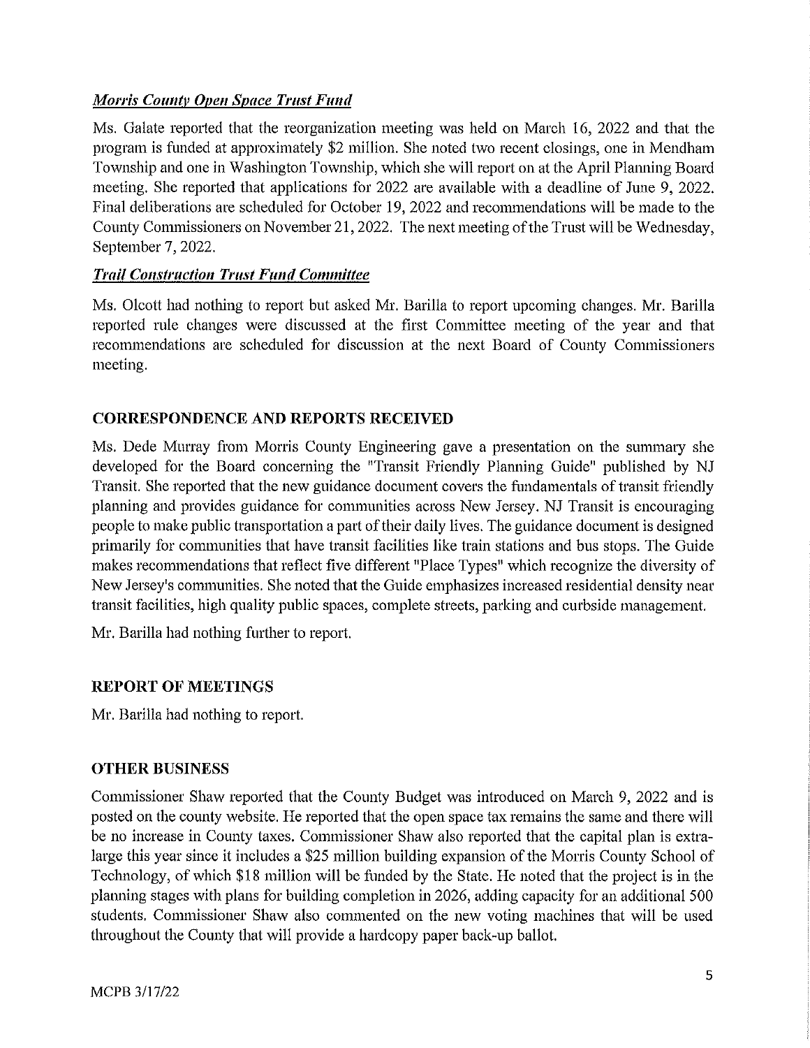***Morris County Open Space Trust Fund***

Ms. Galate reported that the reorganization meeting was held on March 16, 2022 and that the program is funded at approximately $2 million. She noted two recent closings, one in Mendham Township and one in Washington Township, which she will report on at the April Planning Board meeting. She reported that applications for 2022 are available with a deadline of June 9, 2022. Final deliberations are scheduled for October 19, 2022 and recommendations will be made to the County Commissioners on November 21, 2022. The next meeting of the Trust will be Wednesday, September 7, 2022.

***Trail Construction Trust Fund Committee***

Ms. Olcott had nothing to report but asked Mr. Barilla to report upcoming changes. Mr. Barilla reported rule changes were discussed at the first Committee meeting of the year and that recommendations are scheduled for discussion at the next Board of County Commissioners meeting.

## CORRESPONDENCE AND REPORTS RECEIVED

Ms. Dede Murray from Morris County Engineering gave a presentation on the summary she developed for the Board concerning the "Transit Friendly Planning Guide" published by NJ Transit. She reported that the new guidance document covers the fundamentals of transit friendly planning and provides guidance for communities across New Jersey. NJ Transit is encouraging people to make public transportation a part of their daily lives. The guidance document is designed primarily for communities that have transit facilities like train stations and bus stops. The Guide makes recommendations that reflect five different "Place Types" which recognize the diversity of New Jersey's communities. She noted that the Guide emphasizes increased residential density near transit facilities, high quality public spaces, complete streets, parking and curbside management.

Mr. Barilla had nothing further to report.

## REPORT OF MEETINGS

Mr. Barilla had nothing to report.

## OTHER BUSINESS

Commissioner Shaw reported that the County Budget was introduced on March 9, 2022 and is posted on the county website. He reported that the open space tax remains the same and there will be no increase in County taxes. Commissioner Shaw also reported that the capital plan is extra-large this year since it includes a $25 million building expansion of the Morris County School of Technology, of which $18 million will be funded by the State. He noted that the project is in the planning stages with plans for building completion in 2026, adding capacity for an additional 500 students. Commissioner Shaw also commented on the new voting machines that will be used throughout the County that will provide a hardcopy paper back-up ballot.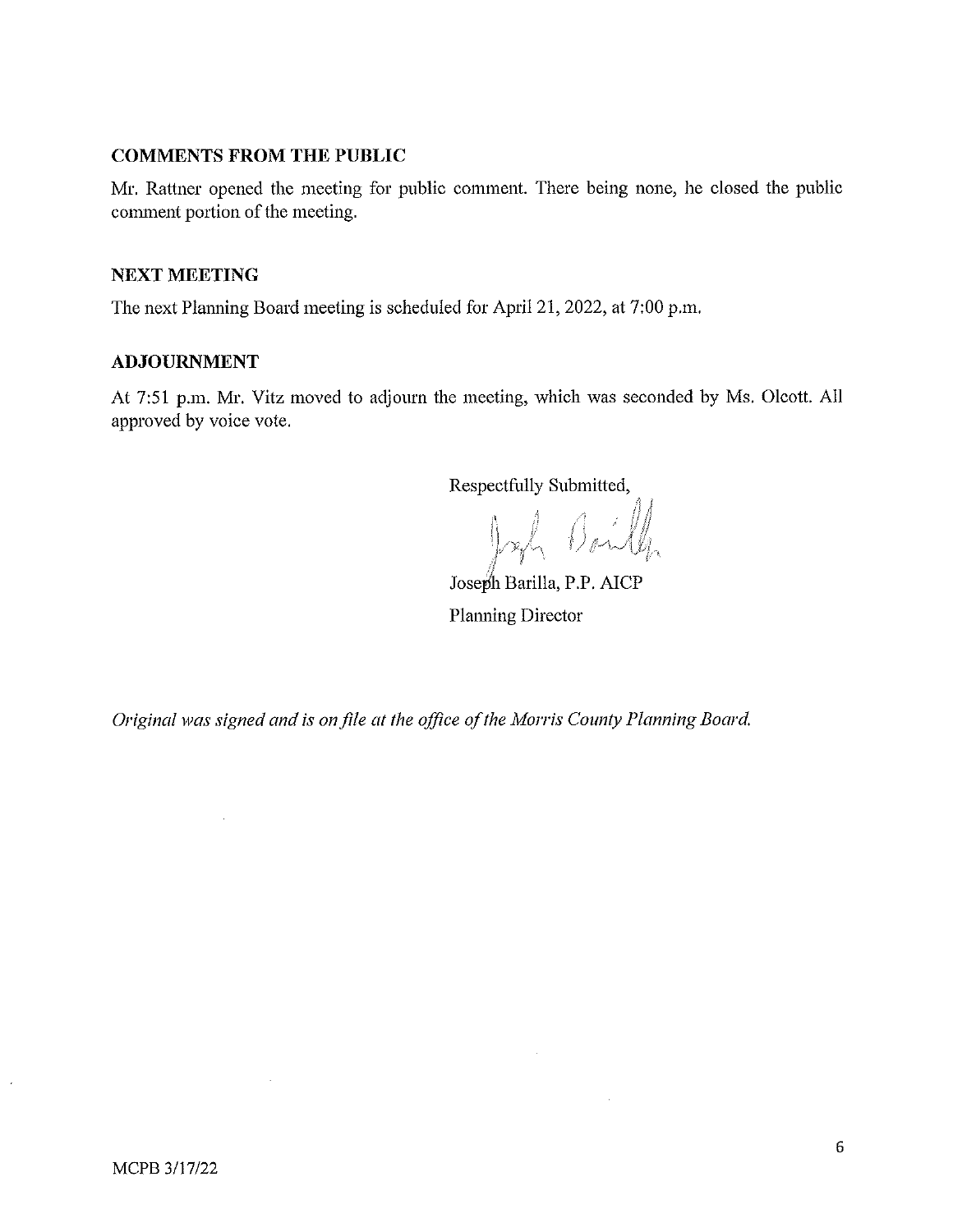### COMMENTS FROM THE PUBLIC

Mr. Rattner opened the meeting for public comment. There being none, he closed the public comment portion of the meeting.

### NEXT MEETING

The next Planning Board meeting is scheduled for April 21, 2022, at 7:00 p.m.

### ADJOURNMENT

At 7:51 p.m. Mr. Vitz moved to adjourn the meeting, which was seconded by Ms. Olcott. All approved by voice vote.

Respectfully Submitted,

Joseph Barilla, P.P. AICP
Planning Director

*Original was signed and is on file at the office of the Morris County Planning Board.*

MCPB 3/17/22